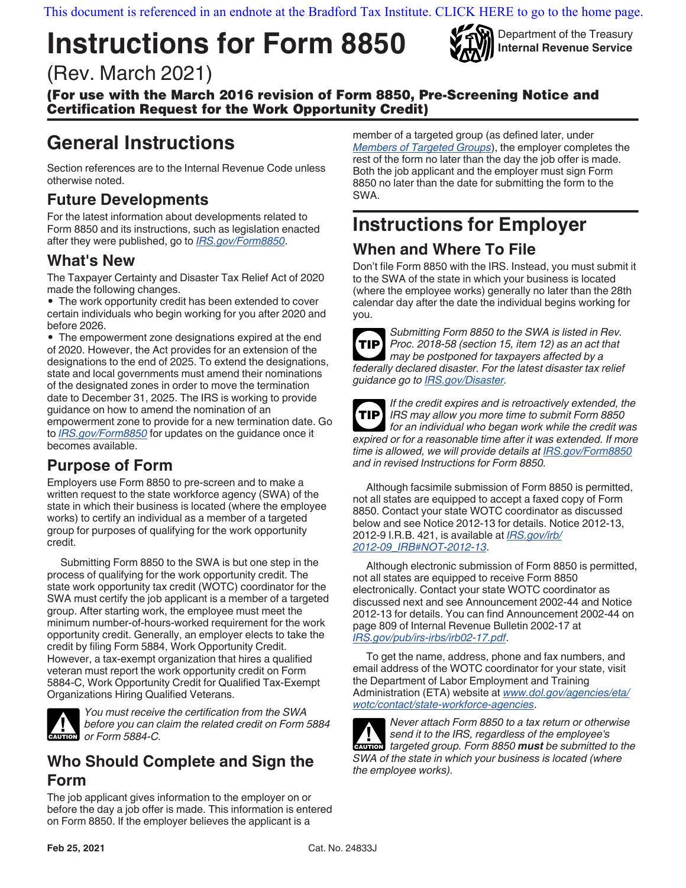This document is referenced in an endnote at the Bradford Tax Institute. CLICK HERE to go to the home page.

# Instructions for Form 8850

Department of the Treasury
Internal Revenue Service

(Rev. March 2021)

**(For use with the March 2016 revision of Form 8850, Pre-Screening Notice and Certification Request for the Work Opportunity Credit)**

## General Instructions

Section references are to the Internal Revenue Code unless otherwise noted.

### Future Developments

For the latest information about developments related to Form 8850 and its instructions, such as legislation enacted after they were published, go to *IRS.gov/Form8850*.

### What's New

The Taxpayer Certainty and Disaster Tax Relief Act of 2020 made the following changes.

- The work opportunity credit has been extended to cover certain individuals who begin working for you after 2020 and before 2026.
- The empowerment zone designations expired at the end of 2020. However, the Act provides for an extension of the designations to the end of 2025. To extend the designations, state and local governments must amend their nominations of the designated zones in order to move the termination date to December 31, 2025. The IRS is working to provide guidance on how to amend the nomination of an empowerment zone to provide for a new termination date. Go to *IRS.gov/Form8850* for updates on the guidance once it becomes available.

### Purpose of Form

Employers use Form 8850 to pre-screen and to make a written request to the state workforce agency (SWA) of the state in which their business is located (where the employee works) to certify an individual as a member of a targeted group for purposes of qualifying for the work opportunity credit.

Submitting Form 8850 to the SWA is but one step in the process of qualifying for the work opportunity credit. The state work opportunity tax credit (WOTC) coordinator for the SWA must certify the job applicant is a member of a targeted group. After starting work, the employee must meet the minimum number-of-hours-worked requirement for the work opportunity credit. Generally, an employer elects to take the credit by filing Form 5884, Work Opportunity Credit. However, a tax-exempt organization that hires a qualified veteran must report the work opportunity credit on Form 5884-C, Work Opportunity Credit for Qualified Tax-Exempt Organizations Hiring Qualified Veterans.

**CAUTION:** *You must receive the certification from the SWA before you can claim the related credit on Form 5884 or Form 5884-C.*

### Who Should Complete and Sign the Form

The job applicant gives information to the employer on or before the day a job offer is made. This information is entered on Form 8850. If the employer believes the applicant is a member of a targeted group (as defined later, under *Members of Targeted Groups*), the employer completes the rest of the form no later than the day the job offer is made. Both the job applicant and the employer must sign Form 8850 no later than the date for submitting the form to the SWA.

## Instructions for Employer

### When and Where To File

Don't file Form 8850 with the IRS. Instead, you must submit it to the SWA of the state in which your business is located (where the employee works) generally no later than the 28th calendar day after the date the individual begins working for you.

**TIP:** *Submitting Form 8850 to the SWA is listed in Rev. Proc. 2018-58 (section 15, item 12) as an act that may be postponed for taxpayers affected by a federally declared disaster. For the latest disaster tax relief guidance go to IRS.gov/Disaster.*

**TIP:** *If the credit expires and is retroactively extended, the IRS may allow you more time to submit Form 8850 for an individual who began work while the credit was expired or for a reasonable time after it was extended. If more time is allowed, we will provide details at IRS.gov/Form8850 and in revised Instructions for Form 8850.*

Although facsimile submission of Form 8850 is permitted, not all states are equipped to accept a faxed copy of Form 8850. Contact your state WOTC coordinator as discussed below and see Notice 2012-13 for details. Notice 2012-13, 2012-9 I.R.B. 421, is available at *IRS.gov/irb/2012-09_IRB#NOT-2012-13*.

Although electronic submission of Form 8850 is permitted, not all states are equipped to receive Form 8850 electronically. Contact your state WOTC coordinator as discussed next and see Announcement 2002-44 and Notice 2012-13 for details. You can find Announcement 2002-44 on page 809 of Internal Revenue Bulletin 2002-17 at *IRS.gov/pub/irs-irbs/irb02-17.pdf*.

To get the name, address, phone and fax numbers, and email address of the WOTC coordinator for your state, visit the Department of Labor Employment and Training Administration (ETA) website at *www.dol.gov/agencies/eta/wotc/contact/state-workforce-agencies*.

**CAUTION:** *Never attach Form 8850 to a tax return or otherwise send it to the IRS, regardless of the employee's targeted group. Form 8850* ***must*** *be submitted to the SWA of the state in which your business is located (where the employee works).*

Feb 25, 2021 Cat. No. 24833J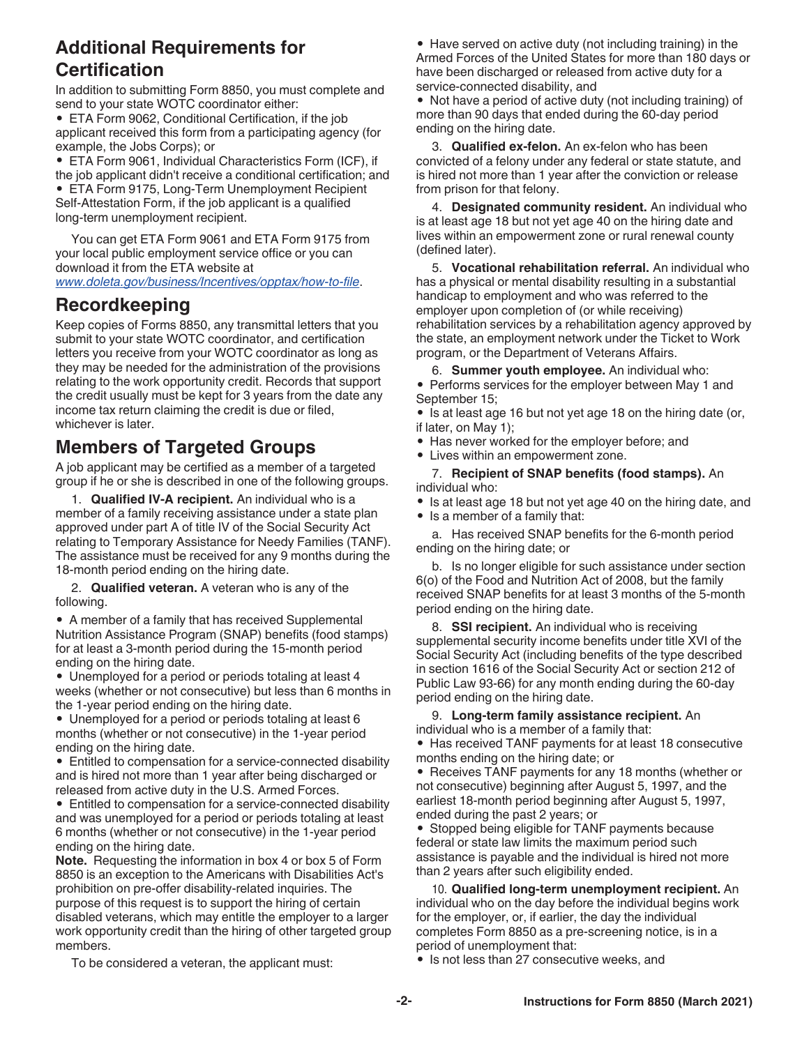## Additional Requirements for Certification

In addition to submitting Form 8850, you must complete and send to your state WOTC coordinator either:

- ETA Form 9062, Conditional Certification, if the job applicant received this form from a participating agency (for example, the Jobs Corps); or
- ETA Form 9061, Individual Characteristics Form (ICF), if the job applicant didn't receive a conditional certification; and
- ETA Form 9175, Long-Term Unemployment Recipient Self-Attestation Form, if the job applicant is a qualified long-term unemployment recipient.

You can get ETA Form 9061 and ETA Form 9175 from your local public employment service office or you can download it from the ETA website at *www.doleta.gov/business/Incentives/opptax/how-to-file*.

## Recordkeeping

Keep copies of Forms 8850, any transmittal letters that you submit to your state WOTC coordinator, and certification letters you receive from your WOTC coordinator as long as they may be needed for the administration of the provisions relating to the work opportunity credit. Records that support the credit usually must be kept for 3 years from the date any income tax return claiming the credit is due or filed, whichever is later.

## Members of Targeted Groups

A job applicant may be certified as a member of a targeted group if he or she is described in one of the following groups.

1. **Qualified IV-A recipient.** An individual who is a member of a family receiving assistance under a state plan approved under part A of title IV of the Social Security Act relating to Temporary Assistance for Needy Families (TANF). The assistance must be received for any 9 months during the 18-month period ending on the hiring date.

2. **Qualified veteran.** A veteran who is any of the following.

- A member of a family that has received Supplemental Nutrition Assistance Program (SNAP) benefits (food stamps) for at least a 3-month period during the 15-month period ending on the hiring date.
- Unemployed for a period or periods totaling at least 4 weeks (whether or not consecutive) but less than 6 months in the 1-year period ending on the hiring date.
- Unemployed for a period or periods totaling at least 6 months (whether or not consecutive) in the 1-year period ending on the hiring date.
- Entitled to compensation for a service-connected disability and is hired not more than 1 year after being discharged or released from active duty in the U.S. Armed Forces.
- Entitled to compensation for a service-connected disability and was unemployed for a period or periods totaling at least 6 months (whether or not consecutive) in the 1-year period ending on the hiring date.

**Note.** Requesting the information in box 4 or box 5 of Form 8850 is an exception to the Americans with Disabilities Act's prohibition on pre-offer disability-related inquiries. The purpose of this request is to support the hiring of certain disabled veterans, which may entitle the employer to a larger work opportunity credit than the hiring of other targeted group members.

To be considered a veteran, the applicant must:

- Have served on active duty (not including training) in the Armed Forces of the United States for more than 180 days or have been discharged or released from active duty for a service-connected disability, and
- Not have a period of active duty (not including training) of more than 90 days that ended during the 60-day period ending on the hiring date.

3. **Qualified ex-felon.** An ex-felon who has been convicted of a felony under any federal or state statute, and is hired not more than 1 year after the conviction or release from prison for that felony.

4. **Designated community resident.** An individual who is at least age 18 but not yet age 40 on the hiring date and lives within an empowerment zone or rural renewal county (defined later).

5. **Vocational rehabilitation referral.** An individual who has a physical or mental disability resulting in a substantial handicap to employment and who was referred to the employer upon completion of (or while receiving) rehabilitation services by a rehabilitation agency approved by the state, an employment network under the Ticket to Work program, or the Department of Veterans Affairs.

6. **Summer youth employee.** An individual who:

- Performs services for the employer between May 1 and September 15;
- Is at least age 16 but not yet age 18 on the hiring date (or, if later, on May 1);
- Has never worked for the employer before; and
- Lives within an empowerment zone.

7. **Recipient of SNAP benefits (food stamps).** An individual who:

- Is at least age 18 but not yet age 40 on the hiring date, and
- Is a member of a family that:

a. Has received SNAP benefits for the 6-month period ending on the hiring date; or

b. Is no longer eligible for such assistance under section 6(o) of the Food and Nutrition Act of 2008, but the family received SNAP benefits for at least 3 months of the 5-month period ending on the hiring date.

8. **SSI recipient.** An individual who is receiving supplemental security income benefits under title XVI of the Social Security Act (including benefits of the type described in section 1616 of the Social Security Act or section 212 of Public Law 93-66) for any month ending during the 60-day period ending on the hiring date.

9. **Long-term family assistance recipient.** An individual who is a member of a family that:

- Has received TANF payments for at least 18 consecutive months ending on the hiring date; or
- Receives TANF payments for any 18 months (whether or not consecutive) beginning after August 5, 1997, and the earliest 18-month period beginning after August 5, 1997, ended during the past 2 years; or
- Stopped being eligible for TANF payments because federal or state law limits the maximum period such assistance is payable and the individual is hired not more than 2 years after such eligibility ended.

10. **Qualified long-term unemployment recipient.** An individual who on the day before the individual begins work for the employer, or, if earlier, the day the individual completes Form 8850 as a pre-screening notice, is in a period of unemployment that:

- Is not less than 27 consecutive weeks, and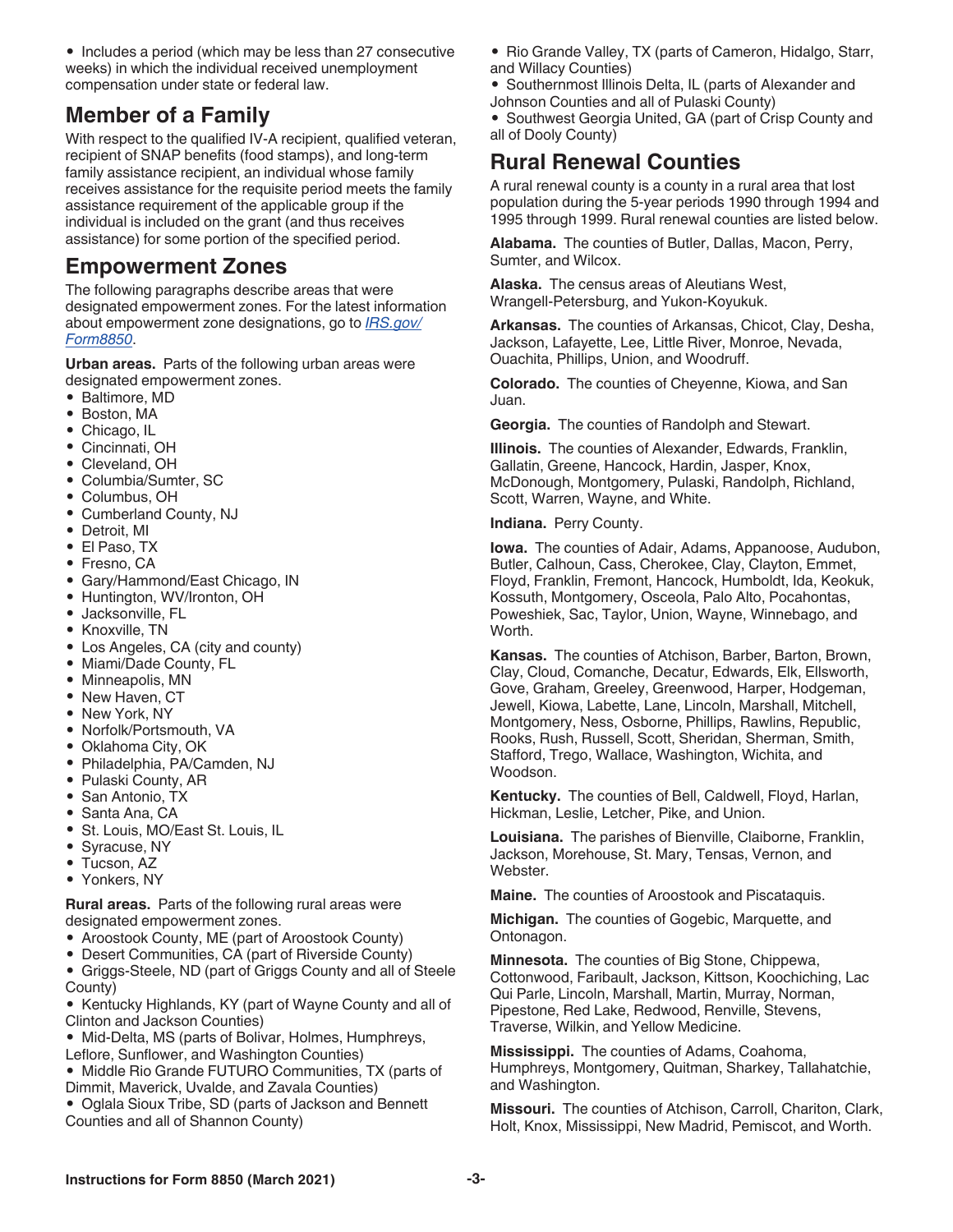- Includes a period (which may be less than 27 consecutive weeks) in which the individual received unemployment compensation under state or federal law.

## Member of a Family

With respect to the qualified IV-A recipient, qualified veteran, recipient of SNAP benefits (food stamps), and long-term family assistance recipient, an individual whose family receives assistance for the requisite period meets the family assistance requirement of the applicable group if the individual is included on the grant (and thus receives assistance) for some portion of the specified period.

## Empowerment Zones

The following paragraphs describe areas that were designated empowerment zones. For the latest information about empowerment zone designations, go to *IRS.gov/Form8850*.

**Urban areas.** Parts of the following urban areas were designated empowerment zones.

- Baltimore, MD
- Boston, MA
- Chicago, IL
- Cincinnati, OH
- Cleveland, OH
- Columbia/Sumter, SC
- Columbus, OH
- Cumberland County, NJ
- Detroit, MI
- El Paso, TX
- Fresno, CA
- Gary/Hammond/East Chicago, IN
- Huntington, WV/Ironton, OH
- Jacksonville, FL
- Knoxville, TN
- Los Angeles, CA (city and county)
- Miami/Dade County, FL
- Minneapolis, MN
- New Haven, CT
- New York, NY
- Norfolk/Portsmouth, VA
- Oklahoma City, OK
- Philadelphia, PA/Camden, NJ
- Pulaski County, AR
- San Antonio, TX
- Santa Ana, CA
- St. Louis, MO/East St. Louis, IL
- Syracuse, NY
- Tucson, AZ
- Yonkers, NY

**Rural areas.** Parts of the following rural areas were designated empowerment zones.

- Aroostook County, ME (part of Aroostook County)
- Desert Communities, CA (part of Riverside County)
- Griggs-Steele, ND (part of Griggs County and all of Steele County)
- Kentucky Highlands, KY (part of Wayne County and all of Clinton and Jackson Counties)
- Mid-Delta, MS (parts of Bolivar, Holmes, Humphreys, Leflore, Sunflower, and Washington Counties)
- Middle Rio Grande FUTURO Communities, TX (parts of Dimmit, Maverick, Uvalde, and Zavala Counties)
- Oglala Sioux Tribe, SD (parts of Jackson and Bennett Counties and all of Shannon County)
- Rio Grande Valley, TX (parts of Cameron, Hidalgo, Starr, and Willacy Counties)
- Southernmost Illinois Delta, IL (parts of Alexander and Johnson Counties and all of Pulaski County)
- Southwest Georgia United, GA (part of Crisp County and all of Dooly County)

## Rural Renewal Counties

A rural renewal county is a county in a rural area that lost population during the 5-year periods 1990 through 1994 and 1995 through 1999. Rural renewal counties are listed below.

**Alabama.** The counties of Butler, Dallas, Macon, Perry, Sumter, and Wilcox.

**Alaska.** The census areas of Aleutians West, Wrangell-Petersburg, and Yukon-Koyukuk.

**Arkansas.** The counties of Arkansas, Chicot, Clay, Desha, Jackson, Lafayette, Lee, Little River, Monroe, Nevada, Ouachita, Phillips, Union, and Woodruff.

**Colorado.** The counties of Cheyenne, Kiowa, and San Juan.

**Georgia.** The counties of Randolph and Stewart.

**Illinois.** The counties of Alexander, Edwards, Franklin, Gallatin, Greene, Hancock, Hardin, Jasper, Knox, McDonough, Montgomery, Pulaski, Randolph, Richland, Scott, Warren, Wayne, and White.

**Indiana.** Perry County.

**Iowa.** The counties of Adair, Adams, Appanoose, Audubon, Butler, Calhoun, Cass, Cherokee, Clay, Clayton, Emmet, Floyd, Franklin, Fremont, Hancock, Humboldt, Ida, Keokuk, Kossuth, Montgomery, Osceola, Palo Alto, Pocahontas, Poweshiek, Sac, Taylor, Union, Wayne, Winnebago, and Worth.

**Kansas.** The counties of Atchison, Barber, Barton, Brown, Clay, Cloud, Comanche, Decatur, Edwards, Elk, Ellsworth, Gove, Graham, Greeley, Greenwood, Harper, Hodgeman, Jewell, Kiowa, Labette, Lane, Lincoln, Marshall, Mitchell, Montgomery, Ness, Osborne, Phillips, Rawlins, Republic, Rooks, Rush, Russell, Scott, Sheridan, Sherman, Smith, Stafford, Trego, Wallace, Washington, Wichita, and Woodson.

**Kentucky.** The counties of Bell, Caldwell, Floyd, Harlan, Hickman, Leslie, Letcher, Pike, and Union.

**Louisiana.** The parishes of Bienville, Claiborne, Franklin, Jackson, Morehouse, St. Mary, Tensas, Vernon, and Webster.

**Maine.** The counties of Aroostook and Piscataquis.

**Michigan.** The counties of Gogebic, Marquette, and Ontonagon.

**Minnesota.** The counties of Big Stone, Chippewa, Cottonwood, Faribault, Jackson, Kittson, Koochiching, Lac Qui Parle, Lincoln, Marshall, Martin, Murray, Norman, Pipestone, Red Lake, Redwood, Renville, Stevens, Traverse, Wilkin, and Yellow Medicine.

**Mississippi.** The counties of Adams, Coahoma, Humphreys, Montgomery, Quitman, Sharkey, Tallahatchie, and Washington.

**Missouri.** The counties of Atchison, Carroll, Chariton, Clark, Holt, Knox, Mississippi, New Madrid, Pemiscot, and Worth.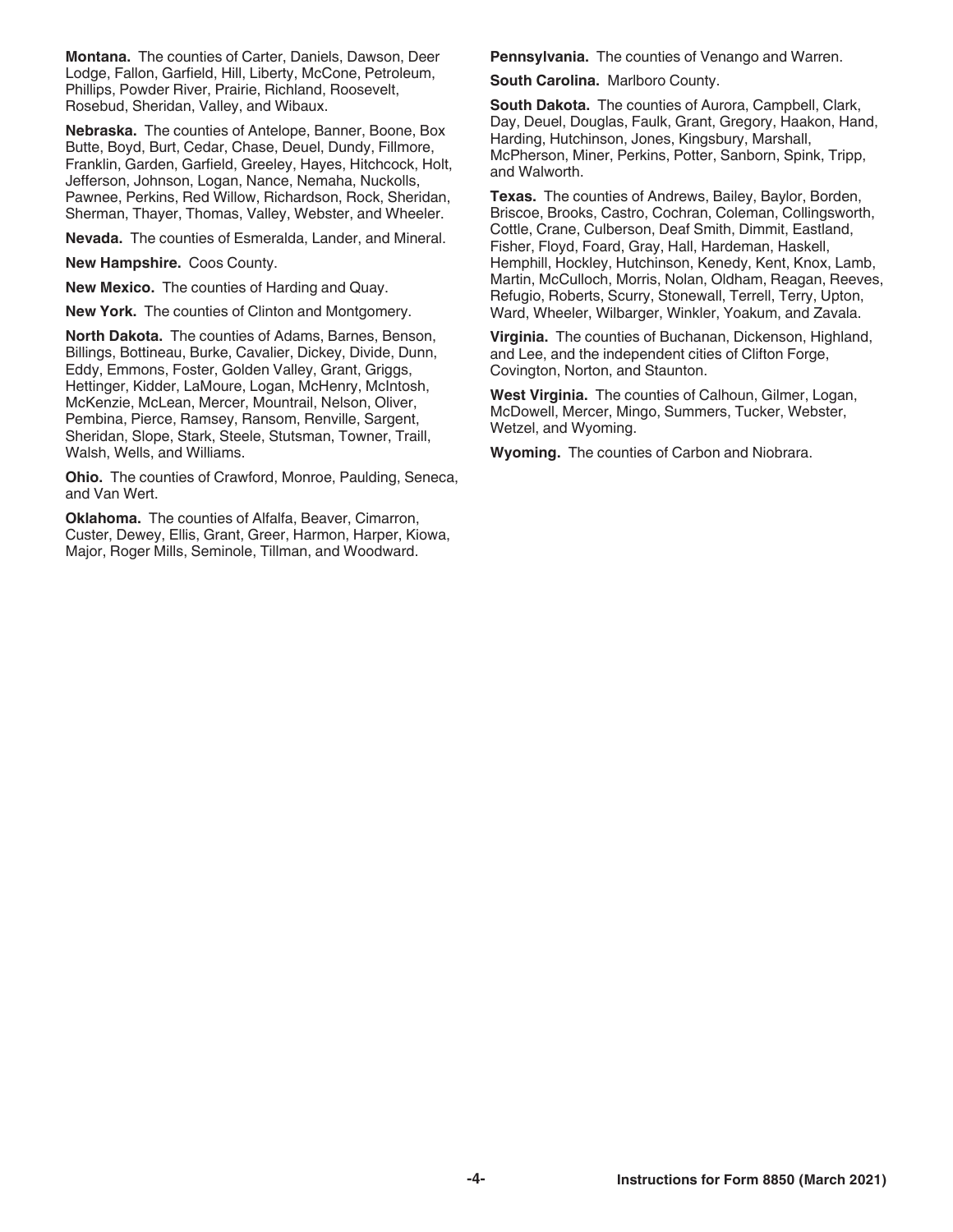**Montana.** The counties of Carter, Daniels, Dawson, Deer Lodge, Fallon, Garfield, Hill, Liberty, McCone, Petroleum, Phillips, Powder River, Prairie, Richland, Roosevelt, Rosebud, Sheridan, Valley, and Wibaux.

**Nebraska.** The counties of Antelope, Banner, Boone, Box Butte, Boyd, Burt, Cedar, Chase, Deuel, Dundy, Fillmore, Franklin, Garden, Garfield, Greeley, Hayes, Hitchcock, Holt, Jefferson, Johnson, Logan, Nance, Nemaha, Nuckolls, Pawnee, Perkins, Red Willow, Richardson, Rock, Sheridan, Sherman, Thayer, Thomas, Valley, Webster, and Wheeler.

**Nevada.** The counties of Esmeralda, Lander, and Mineral.

**New Hampshire.** Coos County.

**New Mexico.** The counties of Harding and Quay.

**New York.** The counties of Clinton and Montgomery.

**North Dakota.** The counties of Adams, Barnes, Benson, Billings, Bottineau, Burke, Cavalier, Dickey, Divide, Dunn, Eddy, Emmons, Foster, Golden Valley, Grant, Griggs, Hettinger, Kidder, LaMoure, Logan, McHenry, McIntosh, McKenzie, McLean, Mercer, Mountrail, Nelson, Oliver, Pembina, Pierce, Ramsey, Ransom, Renville, Sargent, Sheridan, Slope, Stark, Steele, Stutsman, Towner, Traill, Walsh, Wells, and Williams.

**Ohio.** The counties of Crawford, Monroe, Paulding, Seneca, and Van Wert.

**Oklahoma.** The counties of Alfalfa, Beaver, Cimarron, Custer, Dewey, Ellis, Grant, Greer, Harmon, Harper, Kiowa, Major, Roger Mills, Seminole, Tillman, and Woodward.

**Pennsylvania.** The counties of Venango and Warren.

**South Carolina.** Marlboro County.

**South Dakota.** The counties of Aurora, Campbell, Clark, Day, Deuel, Douglas, Faulk, Grant, Gregory, Haakon, Hand, Harding, Hutchinson, Jones, Kingsbury, Marshall, McPherson, Miner, Perkins, Potter, Sanborn, Spink, Tripp, and Walworth.

**Texas.** The counties of Andrews, Bailey, Baylor, Borden, Briscoe, Brooks, Castro, Cochran, Coleman, Collingsworth, Cottle, Crane, Culberson, Deaf Smith, Dimmit, Eastland, Fisher, Floyd, Foard, Gray, Hall, Hardeman, Haskell, Hemphill, Hockley, Hutchinson, Kenedy, Kent, Knox, Lamb, Martin, McCulloch, Morris, Nolan, Oldham, Reagan, Reeves, Refugio, Roberts, Scurry, Stonewall, Terrell, Terry, Upton, Ward, Wheeler, Wilbarger, Winkler, Yoakum, and Zavala.

**Virginia.** The counties of Buchanan, Dickenson, Highland, and Lee, and the independent cities of Clifton Forge, Covington, Norton, and Staunton.

**West Virginia.** The counties of Calhoun, Gilmer, Logan, McDowell, Mercer, Mingo, Summers, Tucker, Webster, Wetzel, and Wyoming.

**Wyoming.** The counties of Carbon and Niobrara.